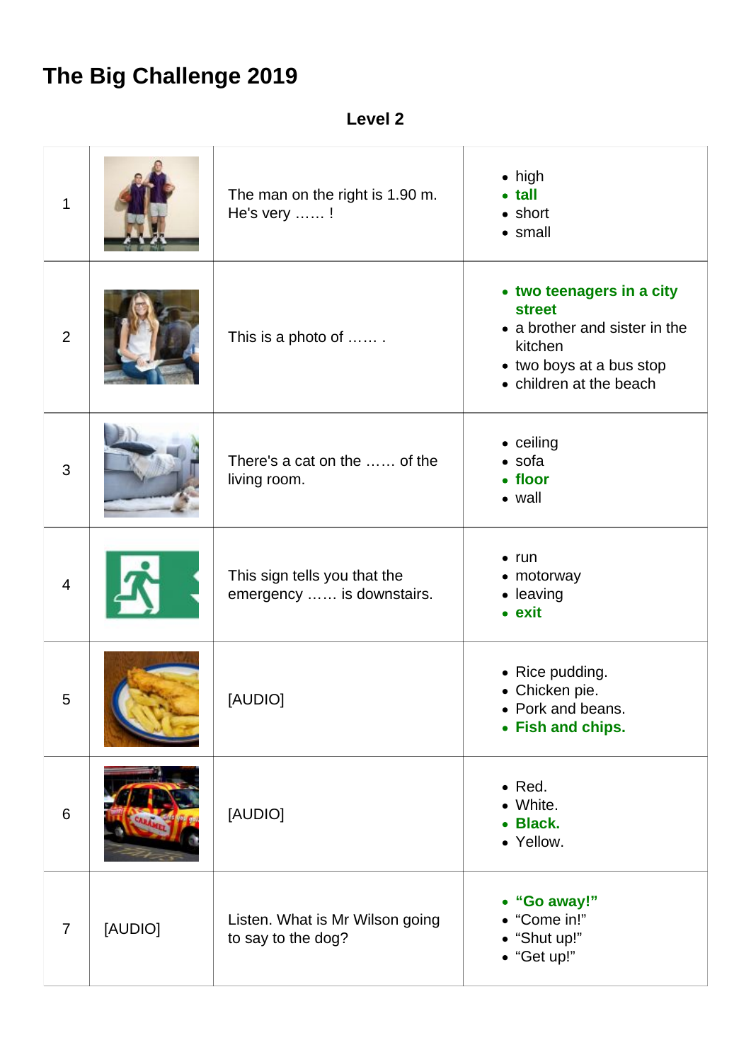# The Big Challenge 2019

**Level 2**

| | | | |
|---|---|---|---|
| 1 | | The man on the right is 1.90 m. He's very …… ! | • high<br>• **tall**<br>• short<br>• small |
| 2 | | This is a photo of …… . | • **two teenagers in a city street**<br>• a brother and sister in the kitchen<br>• two boys at a bus stop<br>• children at the beach |
| 3 | | There's a cat on the …… of the living room. | • ceiling<br>• sofa<br>• **floor**<br>• wall |
| 4 | | This sign tells you that the emergency …… is downstairs. | • run<br>• motorway<br>• leaving<br>• **exit** |
| 5 | | [AUDIO] | • Rice pudding.<br>• Chicken pie.<br>• Pork and beans.<br>• **Fish and chips.** |
| 6 | | [AUDIO] | • Red.<br>• White.<br>• **Black.**<br>• Yellow. |
| 7 | [AUDIO] | Listen. What is Mr Wilson going to say to the dog? | • **“Go away!”**<br>• “Come in!”<br>• “Shut up!”<br>• “Get up!” |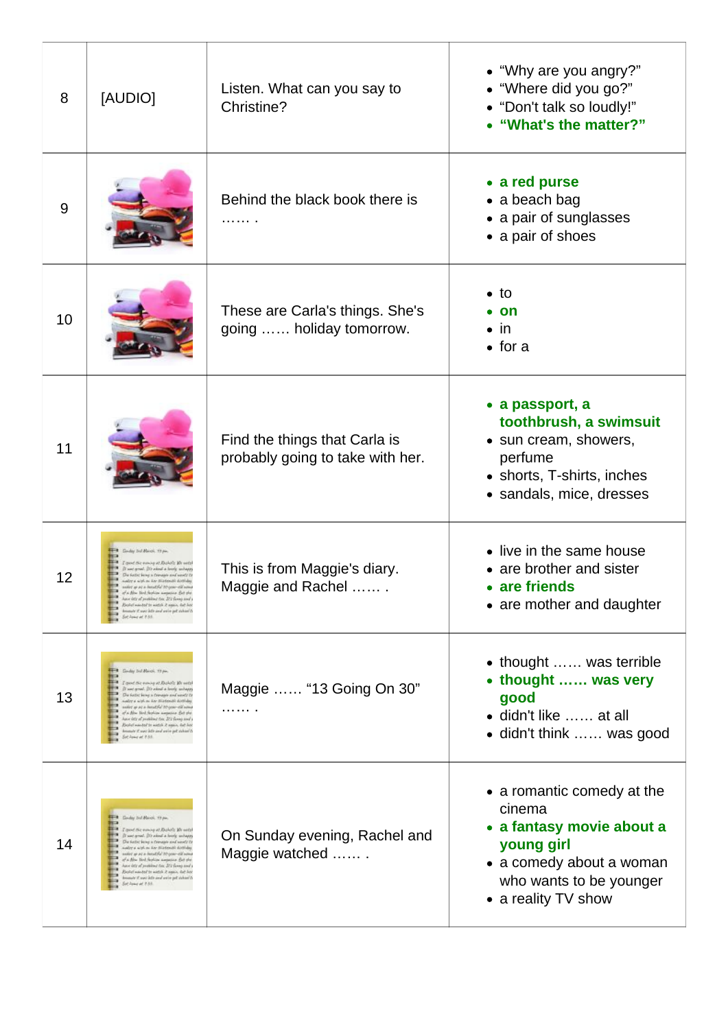| | | | |
|---|---|---|---|
| 8 | [AUDIO] | Listen. What can you say to Christine? | • "Why are you angry?"<br>• "Where did you go?"<br>• "Don't talk so loudly!"<br>• **"What's the matter?"** |
| 9 | | Behind the black book there is …… . | • **a red purse**<br>• a beach bag<br>• a pair of sunglasses<br>• a pair of shoes |
| 10 | | These are Carla's things. She's going …… holiday tomorrow. | • to<br>• **on**<br>• in<br>• for a |
| 11 | | Find the things that Carla is probably going to take with her. | • **a passport, a toothbrush, a swimsuit**<br>• sun cream, showers, perfume<br>• shorts, T-shirts, inches<br>• sandals, mice, dresses |
| 12 | | This is from Maggie's diary. Maggie and Rachel …… . | • live in the same house<br>• are brother and sister<br>• **are friends**<br>• are mother and daughter |
| 13 | | Maggie …… "13 Going On 30" …… . | • thought …… was terrible<br>• **thought …… was very good**<br>• didn't like …… at all<br>• didn't think …… was good |
| 14 | | On Sunday evening, Rachel and Maggie watched …… . | • a romantic comedy at the cinema<br>• **a fantasy movie about a young girl**<br>• a comedy about a woman who wants to be younger<br>• a reality TV show |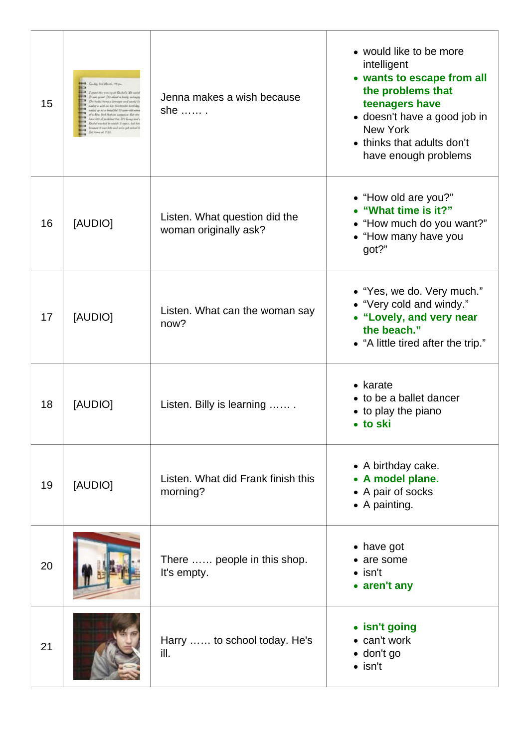| | | | |
|---|---|---|---|
| 15 | | Jenna makes a wish because she …… . | • would like to be more intelligent<br>• **wants to escape from all the problems that teenagers have**<br>• doesn't have a good job in New York<br>• thinks that adults don't have enough problems |
| 16 | [AUDIO] | Listen. What question did the woman originally ask? | • "How old are you?"<br>• **"What time is it?"**<br>• "How much do you want?"<br>• "How many have you got?" |
| 17 | [AUDIO] | Listen. What can the woman say now? | • "Yes, we do. Very much."<br>• "Very cold and windy."<br>• **"Lovely, and very near the beach."**<br>• "A little tired after the trip." |
| 18 | [AUDIO] | Listen. Billy is learning …… . | • karate<br>• to be a ballet dancer<br>• to play the piano<br>• **to ski** |
| 19 | [AUDIO] | Listen. What did Frank finish this morning? | • A birthday cake.<br>• **A model plane.**<br>• A pair of socks<br>• A painting. |
| 20 | | There …… people in this shop. It's empty. | • have got<br>• are some<br>• isn't<br>• **aren't any** |
| 21 | | Harry …… to school today. He's ill. | • **isn't going**<br>• can't work<br>• don't go<br>• isn't |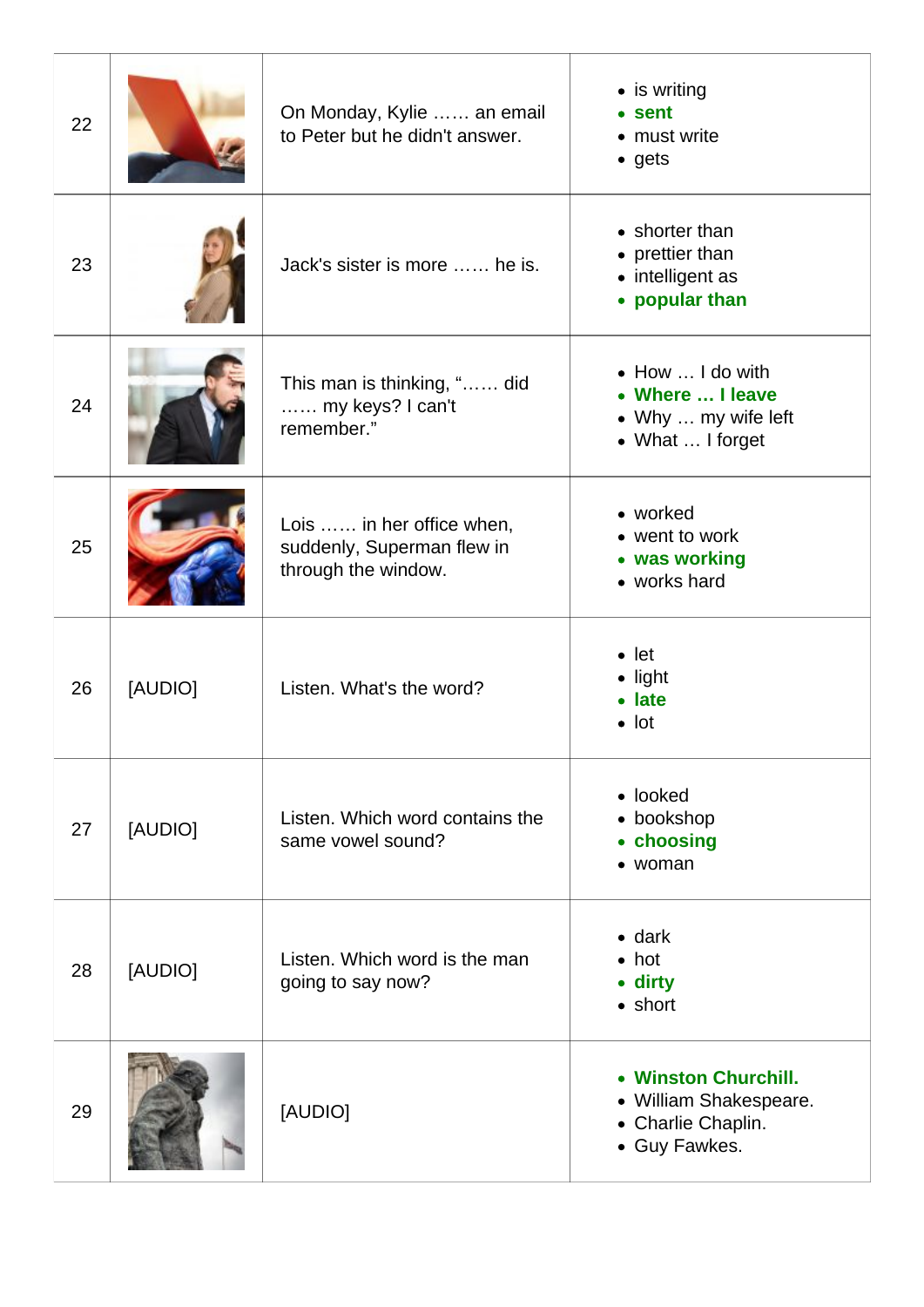| | | | |
|---|---|---|---|
| 22 | | On Monday, Kylie …… an email to Peter but he didn't answer. | • is writing<br>• **sent**<br>• must write<br>• gets |
| 23 | | Jack's sister is more …… he is. | • shorter than<br>• prettier than<br>• intelligent as<br>• **popular than** |
| 24 | | This man is thinking, "…… did …… my keys? I can't remember." | • How … I do with<br>• **Where … I leave**<br>• Why … my wife left<br>• What … I forget |
| 25 | | Lois …… in her office when, suddenly, Superman flew in through the window. | • worked<br>• went to work<br>• **was working**<br>• works hard |
| 26 | [AUDIO] | Listen. What's the word? | • let<br>• light<br>• **late**<br>• lot |
| 27 | [AUDIO] | Listen. Which word contains the same vowel sound? | • looked<br>• bookshop<br>• **choosing**<br>• woman |
| 28 | [AUDIO] | Listen. Which word is the man going to say now? | • dark<br>• hot<br>• **dirty**<br>• short |
| 29 | | [AUDIO] | • **Winston Churchill.**<br>• William Shakespeare.<br>• Charlie Chaplin.<br>• Guy Fawkes. |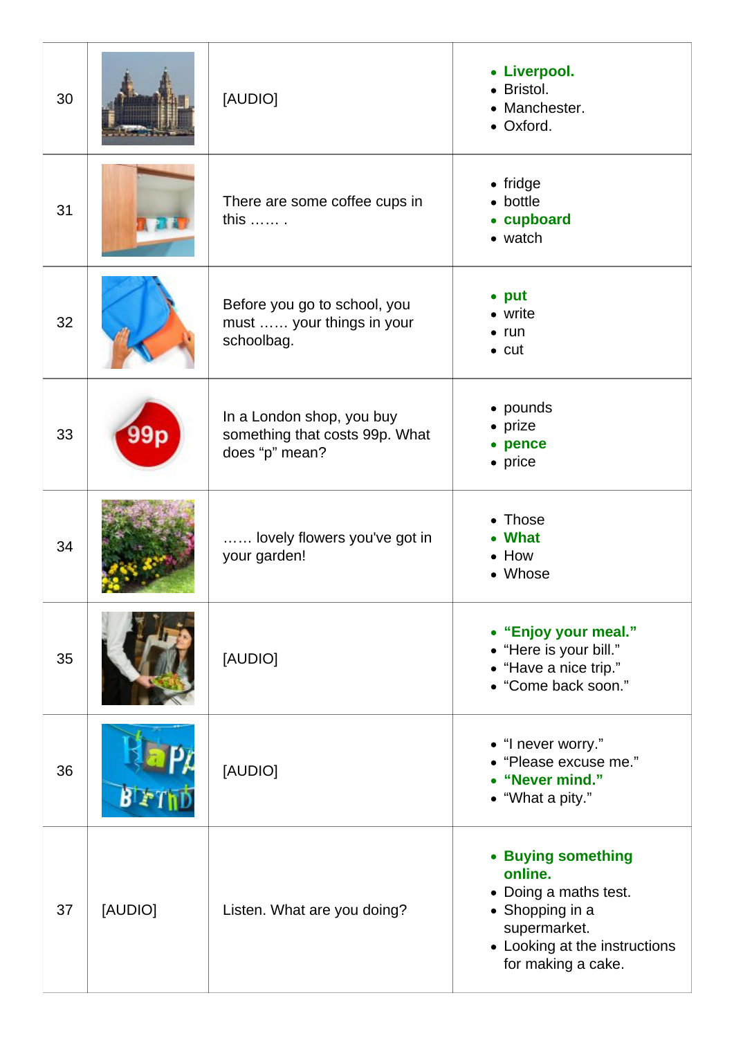| | | | |
|---|---|---|---|
| 30 | | [AUDIO] | • **Liverpool.**<br>• Bristol.<br>• Manchester.<br>• Oxford. |
| 31 | | There are some coffee cups in this …… . | • fridge<br>• bottle<br>• **cupboard**<br>• watch |
| 32 | | Before you go to school, you must …… your things in your schoolbag. | • **put**<br>• write<br>• run<br>• cut |
| 33 | | In a London shop, you buy something that costs 99p. What does "p" mean? | • pounds<br>• prize<br>• **pence**<br>• price |
| 34 | | …… lovely flowers you've got in your garden! | • Those<br>• **What**<br>• How<br>• Whose |
| 35 | | [AUDIO] | • **"Enjoy your meal."**<br>• "Here is your bill."<br>• "Have a nice trip."<br>• "Come back soon." |
| 36 | | [AUDIO] | • "I never worry."<br>• "Please excuse me."<br>• **"Never mind."**<br>• "What a pity." |
| 37 | [AUDIO] | Listen. What are you doing? | • **Buying something online.**<br>• Doing a maths test.<br>• Shopping in a supermarket.<br>• Looking at the instructions for making a cake. |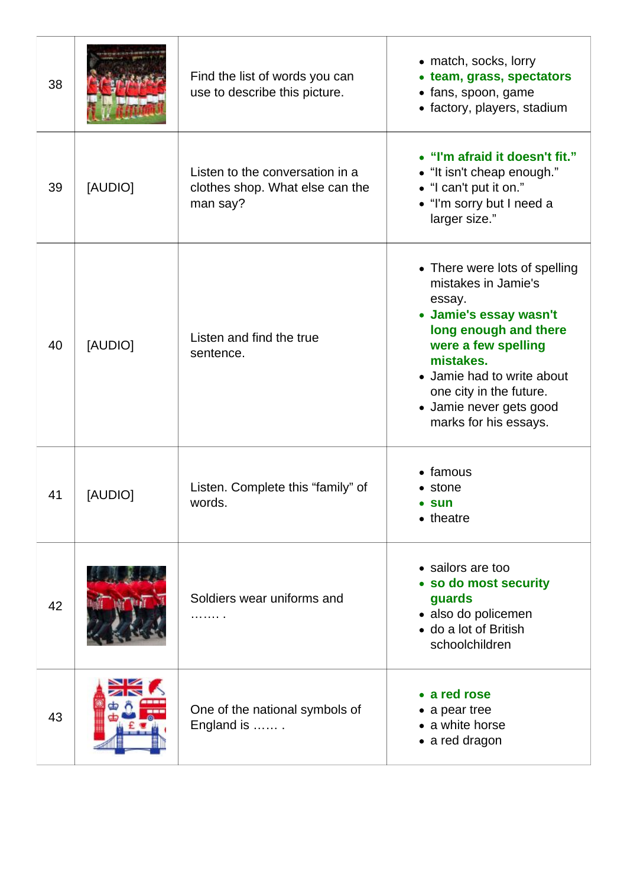| | | | |
|---|---|---|---|
| 38 | | Find the list of words you can use to describe this picture. | • match, socks, lorry<br>• **team, grass, spectators**<br>• fans, spoon, game<br>• factory, players, stadium |
| 39 | [AUDIO] | Listen to the conversation in a clothes shop. What else can the man say? | • **"I'm afraid it doesn't fit."**<br>• "It isn't cheap enough."<br>• "I can't put it on."<br>• "I'm sorry but I need a larger size." |
| 40 | [AUDIO] | Listen and find the true sentence. | • There were lots of spelling mistakes in Jamie's essay.<br>• **Jamie's essay wasn't long enough and there were a few spelling mistakes.**<br>• Jamie had to write about one city in the future.<br>• Jamie never gets good marks for his essays. |
| 41 | [AUDIO] | Listen. Complete this "family" of words. | • famous<br>• stone<br>• **sun**<br>• theatre |
| 42 | | Soldiers wear uniforms and …….. . | • sailors are too<br>• **so do most security guards**<br>• also do policemen<br>• do a lot of British schoolchildren |
| 43 | | One of the national symbols of England is …… . | • **a red rose**<br>• a pear tree<br>• a white horse<br>• a red dragon |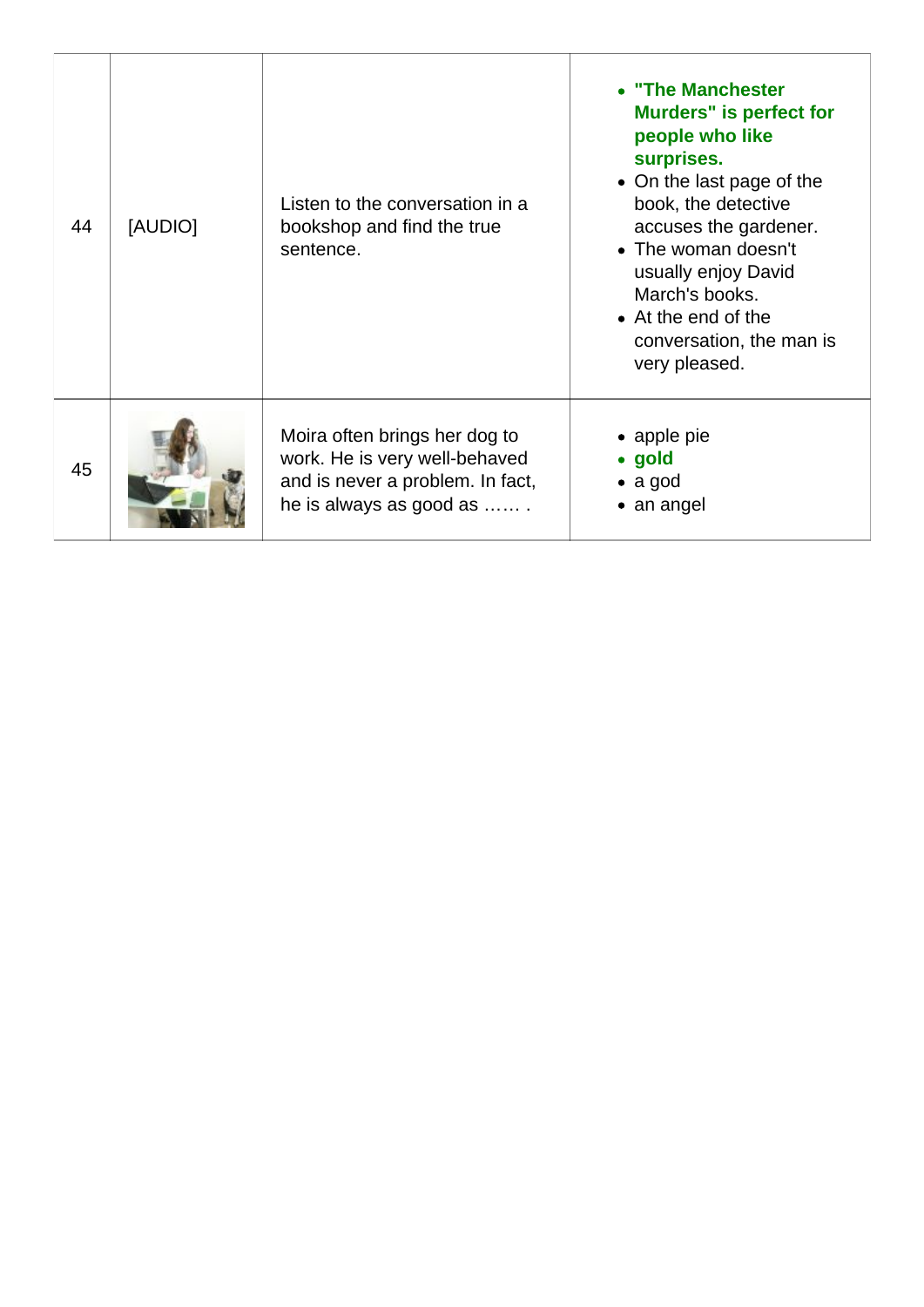| | | | |
|---|---|---|---|
| 44 | [AUDIO] | Listen to the conversation in a bookshop and find the true sentence. | <ul><li>**"The Manchester Murders" is perfect for people who like surprises.**</li><li>On the last page of the book, the detective accuses the gardener.</li><li>The woman doesn't usually enjoy David March's books.</li><li>At the end of the conversation, the man is very pleased.</li></ul> |
| 45 | | Moira often brings her dog to work. He is very well-behaved and is never a problem. In fact, he is always as good as …… . | <ul><li>apple pie</li><li>**gold**</li><li>a god</li><li>an angel</li></ul> |